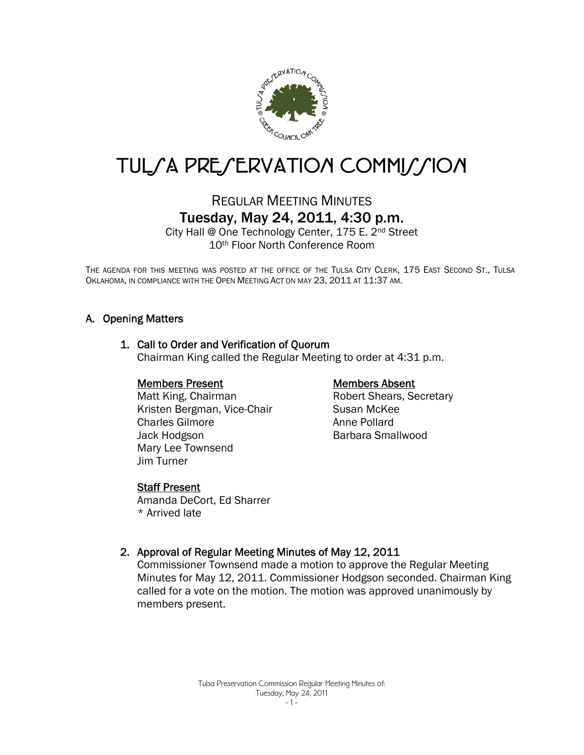# TULSA PRESERVATION COMMISSION

## REGULAR MEETING MINUTES

## Tuesday, May 24, 2011, 4:30 p.m.

City Hall @ One Technology Center, 175 E. 2nd Street
10th Floor North Conference Room

THE AGENDA FOR THIS MEETING WAS POSTED AT THE OFFICE OF THE TULSA CITY CLERK, 175 EAST SECOND ST., TULSA OKLAHOMA, IN COMPLIANCE WITH THE OPEN MEETING ACT ON MAY 23, 2011 AT 11:37 AM.

### A. Opening Matters

1. **Call to Order and Verification of Quorum**
   Chairman King called the Regular Meeting to order at 4:31 p.m.

   **Members Present**
   Matt King, Chairman
   Kristen Bergman, Vice-Chair
   Charles Gilmore
   Jack Hodgson
   Mary Lee Townsend
   Jim Turner

   **Members Absent**
   Robert Shears, Secretary
   Susan McKee
   Anne Pollard
   Barbara Smallwood

   **Staff Present**
   Amanda DeCort, Ed Sharrer
   * Arrived late

2. **Approval of Regular Meeting Minutes of May 12, 2011**
   Commissioner Townsend made a motion to approve the Regular Meeting Minutes for May 12, 2011. Commissioner Hodgson seconded. Chairman King called for a vote on the motion. The motion was approved unanimously by members present.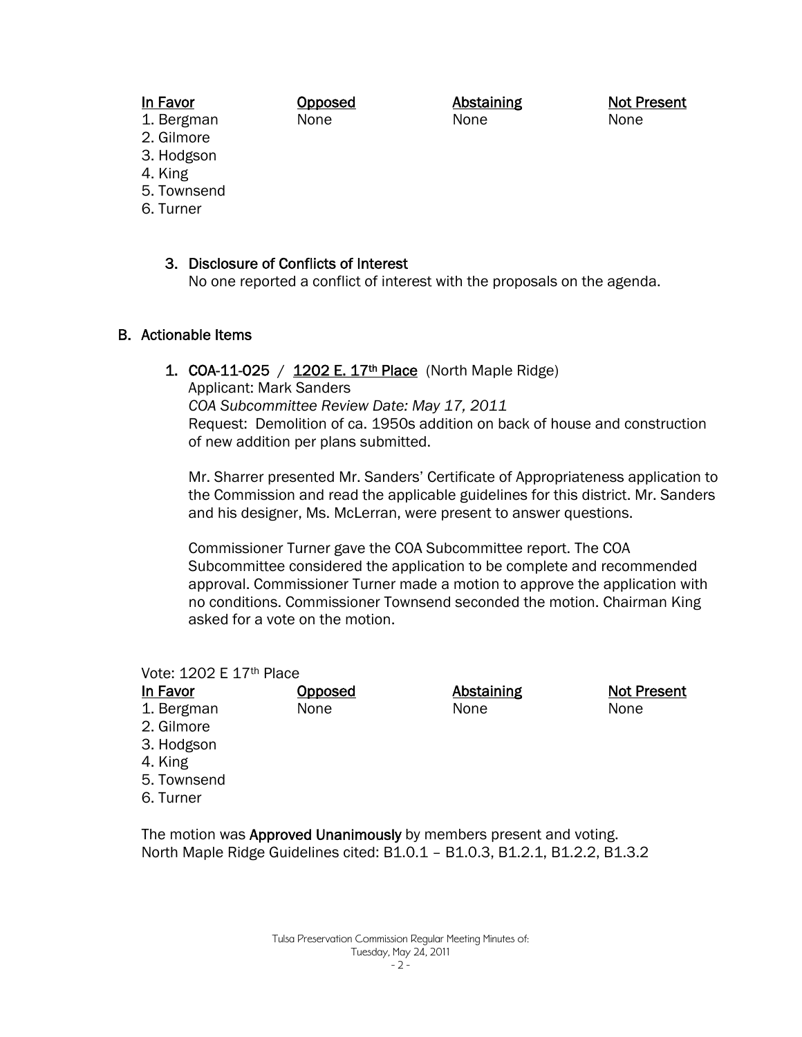| In Favor | Opposed | Abstaining | Not Present |
|---|---|---|---|
| 1. Bergman | None | None | None |
| 2. Gilmore | | | |
| 3. Hodgson | | | |
| 4. King | | | |
| 5. Townsend | | | |
| 6. Turner | | | |

3. Disclosure of Conflicts of Interest
   No one reported a conflict of interest with the proposals on the agenda.

## B. Actionable Items

1. **COA-11-025** / **1202 E. 17th Place** (North Maple Ridge)
   Applicant: Mark Sanders
   *COA Subcommittee Review Date: May 17, 2011*
   Request: Demolition of ca. 1950s addition on back of house and construction of new addition per plans submitted.

   Mr. Sharrer presented Mr. Sanders' Certificate of Appropriateness application to the Commission and read the applicable guidelines for this district. Mr. Sanders and his designer, Ms. McLerran, were present to answer questions.

   Commissioner Turner gave the COA Subcommittee report. The COA Subcommittee considered the application to be complete and recommended approval. Commissioner Turner made a motion to approve the application with no conditions. Commissioner Townsend seconded the motion. Chairman King asked for a vote on the motion.

Vote: 1202 E 17th Place

| In Favor | Opposed | Abstaining | Not Present |
|---|---|---|---|
| 1. Bergman | None | None | None |
| 2. Gilmore | | | |
| 3. Hodgson | | | |
| 4. King | | | |
| 5. Townsend | | | |
| 6. Turner | | | |

The motion was **Approved Unanimously** by members present and voting.
North Maple Ridge Guidelines cited: B1.0.1 – B1.0.3, B1.2.1, B1.2.2, B1.3.2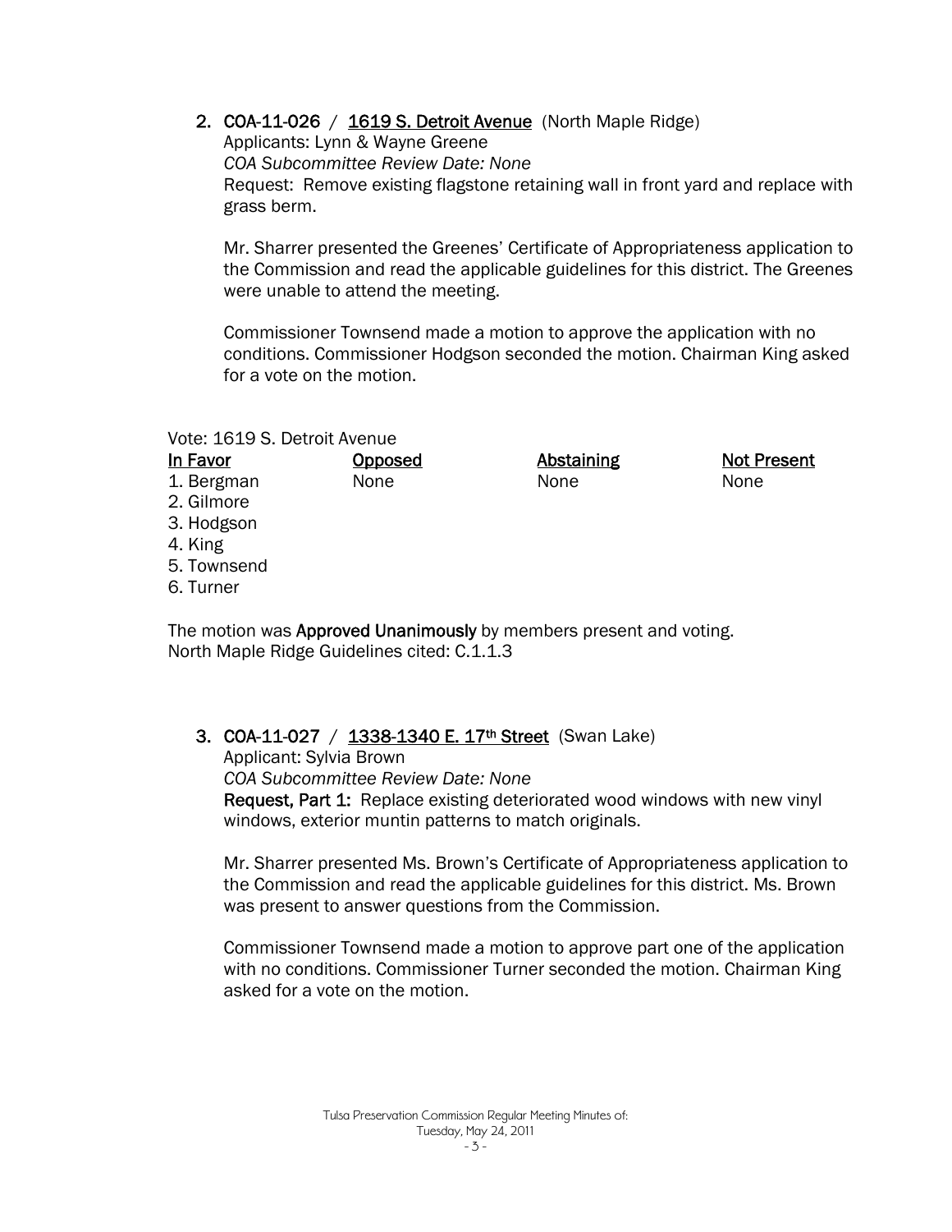2. **COA-11-026** / **1619 S. Detroit Avenue** (North Maple Ridge)
   Applicants: Lynn & Wayne Greene
   *COA Subcommittee Review Date: None*
   Request: Remove existing flagstone retaining wall in front yard and replace with grass berm.

   Mr. Sharrer presented the Greenes' Certificate of Appropriateness application to the Commission and read the applicable guidelines for this district. The Greenes were unable to attend the meeting.

   Commissioner Townsend made a motion to approve the application with no conditions. Commissioner Hodgson seconded the motion. Chairman King asked for a vote on the motion.

Vote: 1619 S. Detroit Avenue

| In Favor | Opposed | Abstaining | Not Present |
|---|---|---|---|
| 1. Bergman | None | None | None |
| 2. Gilmore | | | |
| 3. Hodgson | | | |
| 4. King | | | |
| 5. Townsend | | | |
| 6. Turner | | | |

The motion was **Approved Unanimously** by members present and voting.
North Maple Ridge Guidelines cited: C.1.1.3

3. **COA-11-027** / **1338-1340 E. 17th Street** (Swan Lake)
   Applicant: Sylvia Brown
   *COA Subcommittee Review Date: None*
   **Request, Part 1:** Replace existing deteriorated wood windows with new vinyl windows, exterior muntin patterns to match originals.

   Mr. Sharrer presented Ms. Brown's Certificate of Appropriateness application to the Commission and read the applicable guidelines for this district. Ms. Brown was present to answer questions from the Commission.

   Commissioner Townsend made a motion to approve part one of the application with no conditions. Commissioner Turner seconded the motion. Chairman King asked for a vote on the motion.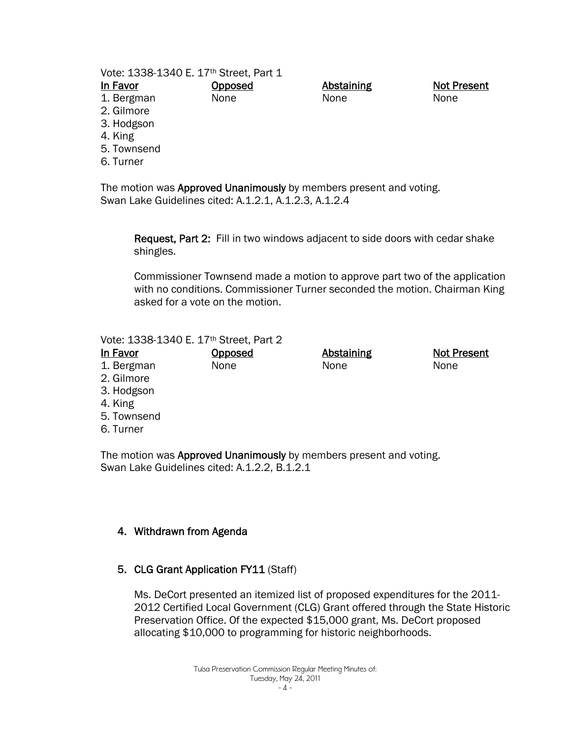Vote: 1338-1340 E. 17th Street, Part 1

| In Favor | Opposed | Abstaining | Not Present |
|---|---|---|---|
| 1. Bergman | None | None | None |
| 2. Gilmore | | | |
| 3. Hodgson | | | |
| 4. King | | | |
| 5. Townsend | | | |
| 6. Turner | | | |

The motion was **Approved Unanimously** by members present and voting.
Swan Lake Guidelines cited: A.1.2.1, A.1.2.3, A.1.2.4

**Request, Part 2:** Fill in two windows adjacent to side doors with cedar shake shingles.

Commissioner Townsend made a motion to approve part two of the application with no conditions. Commissioner Turner seconded the motion. Chairman King asked for a vote on the motion.

Vote: 1338-1340 E. 17th Street, Part 2

| In Favor | Opposed | Abstaining | Not Present |
|---|---|---|---|
| 1. Bergman | None | None | None |
| 2. Gilmore | | | |
| 3. Hodgson | | | |
| 4. King | | | |
| 5. Townsend | | | |
| 6. Turner | | | |

The motion was **Approved Unanimously** by members present and voting.
Swan Lake Guidelines cited: A.1.2.2, B.1.2.1

4. **Withdrawn from Agenda**

5. **CLG Grant Application FY11** (Staff)

   Ms. DeCort presented an itemized list of proposed expenditures for the 2011-2012 Certified Local Government (CLG) Grant offered through the State Historic Preservation Office. Of the expected $15,000 grant, Ms. DeCort proposed allocating $10,000 to programming for historic neighborhoods.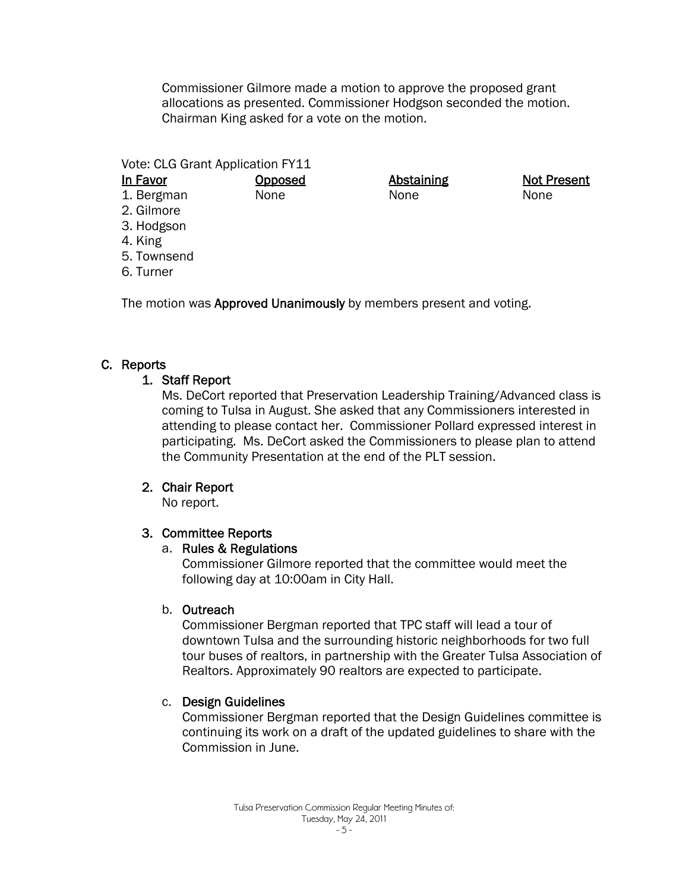Commissioner Gilmore made a motion to approve the proposed grant allocations as presented. Commissioner Hodgson seconded the motion. Chairman King asked for a vote on the motion.

Vote: CLG Grant Application FY11

| In Favor | Opposed | Abstaining | Not Present |
|---|---|---|---|
| 1. Bergman | None | None | None |
| 2. Gilmore | | | |
| 3. Hodgson | | | |
| 4. King | | | |
| 5. Townsend | | | |
| 6. Turner | | | |

The motion was **Approved Unanimously** by members present and voting.

## C. Reports

### 1. Staff Report

Ms. DeCort reported that Preservation Leadership Training/Advanced class is coming to Tulsa in August. She asked that any Commissioners interested in attending to please contact her. Commissioner Pollard expressed interest in participating. Ms. DeCort asked the Commissioners to please plan to attend the Community Presentation at the end of the PLT session.

### 2. Chair Report

No report.

### 3. Committee Reports

#### a. Rules & Regulations

Commissioner Gilmore reported that the committee would meet the following day at 10:00am in City Hall.

#### b. Outreach

Commissioner Bergman reported that TPC staff will lead a tour of downtown Tulsa and the surrounding historic neighborhoods for two full tour buses of realtors, in partnership with the Greater Tulsa Association of Realtors. Approximately 90 realtors are expected to participate.

#### c. Design Guidelines

Commissioner Bergman reported that the Design Guidelines committee is continuing its work on a draft of the updated guidelines to share with the Commission in June.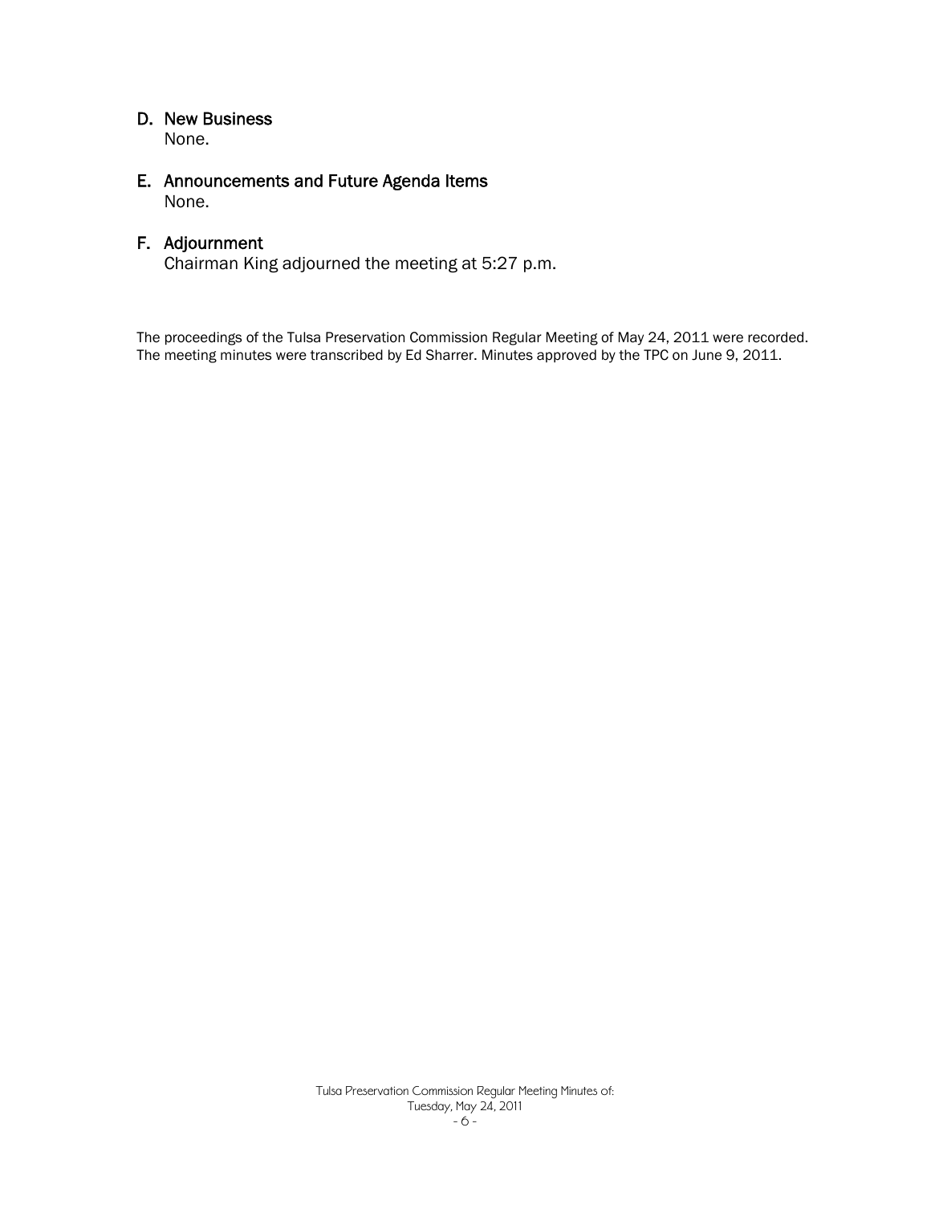## D. New Business

None.

## E. Announcements and Future Agenda Items

None.

## F. Adjournment

Chairman King adjourned the meeting at 5:27 p.m.

The proceedings of the Tulsa Preservation Commission Regular Meeting of May 24, 2011 were recorded. The meeting minutes were transcribed by Ed Sharrer. Minutes approved by the TPC on June 9, 2011.